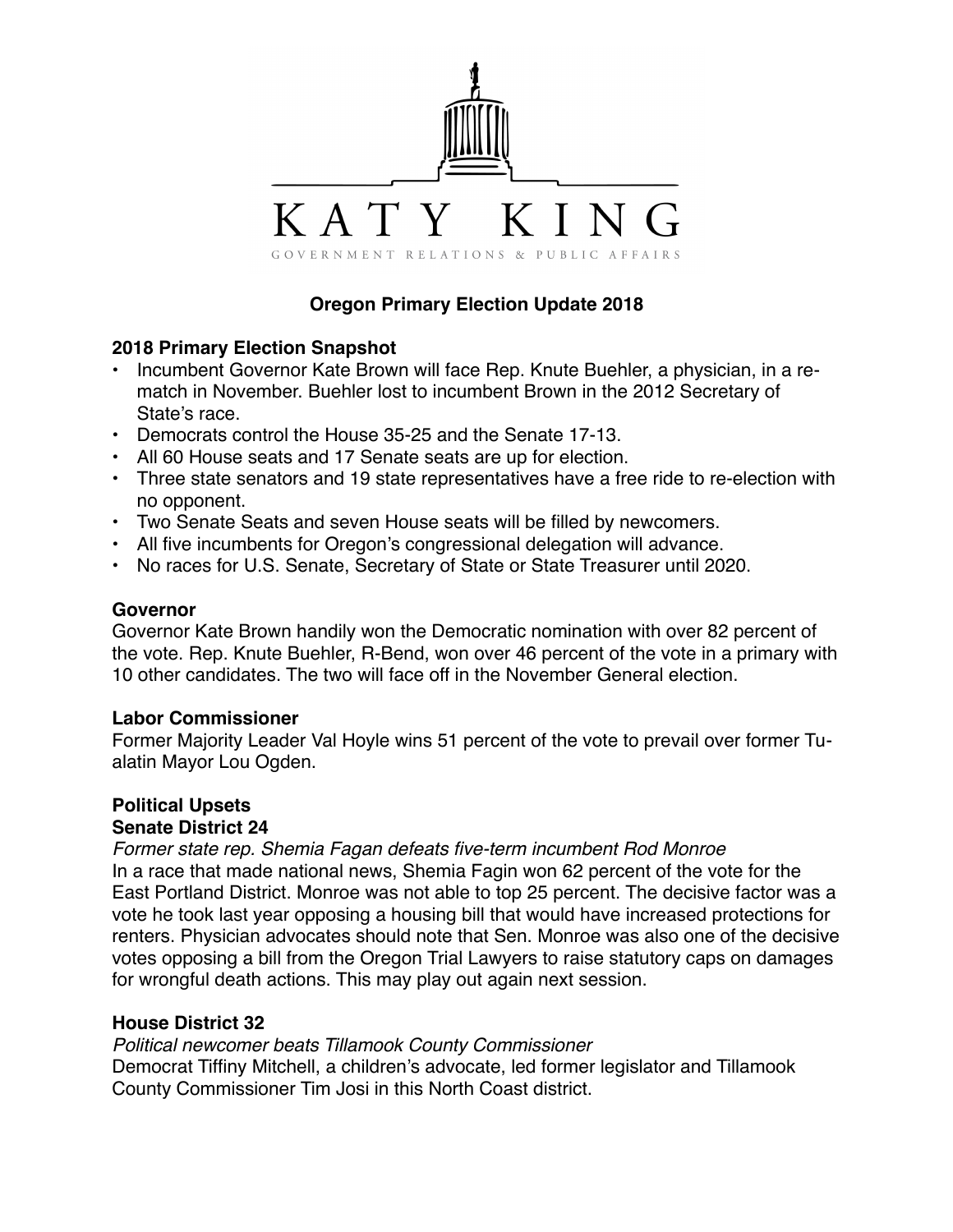# KATY KING

GOVERNMENT RELATIONS & PUBLIC AFFAIRS

## Oregon Primary Election Update 2018

### 2018 Primary Election Snapshot

- Incumbent Governor Kate Brown will face Rep. Knute Buehler, a physician, in a rematch in November. Buehler lost to incumbent Brown in the 2012 Secretary of State's race.
- Democrats control the House 35-25 and the Senate 17-13.
- All 60 House seats and 17 Senate seats are up for election.
- Three state senators and 19 state representatives have a free ride to re-election with no opponent.
- Two Senate Seats and seven House seats will be filled by newcomers.
- All five incumbents for Oregon's congressional delegation will advance.
- No races for U.S. Senate, Secretary of State or State Treasurer until 2020.

### Governor

Governor Kate Brown handily won the Democratic nomination with over 82 percent of the vote. Rep. Knute Buehler, R-Bend, won over 46 percent of the vote in a primary with 10 other candidates. The two will face off in the November General election.

### Labor Commissioner

Former Majority Leader Val Hoyle wins 51 percent of the vote to prevail over former Tualatin Mayor Lou Ogden.

### Political Upsets

#### Senate District 24

*Former state rep. Shemia Fagan defeats five-term incumbent Rod Monroe*

In a race that made national news, Shemia Fagin won 62 percent of the vote for the East Portland District. Monroe was not able to top 25 percent. The decisive factor was a vote he took last year opposing a housing bill that would have increased protections for renters. Physician advocates should note that Sen. Monroe was also one of the decisive votes opposing a bill from the Oregon Trial Lawyers to raise statutory caps on damages for wrongful death actions. This may play out again next session.

#### House District 32

*Political newcomer beats Tillamook County Commissioner*

Democrat Tiffiny Mitchell, a children's advocate, led former legislator and Tillamook County Commissioner Tim Josi in this North Coast district.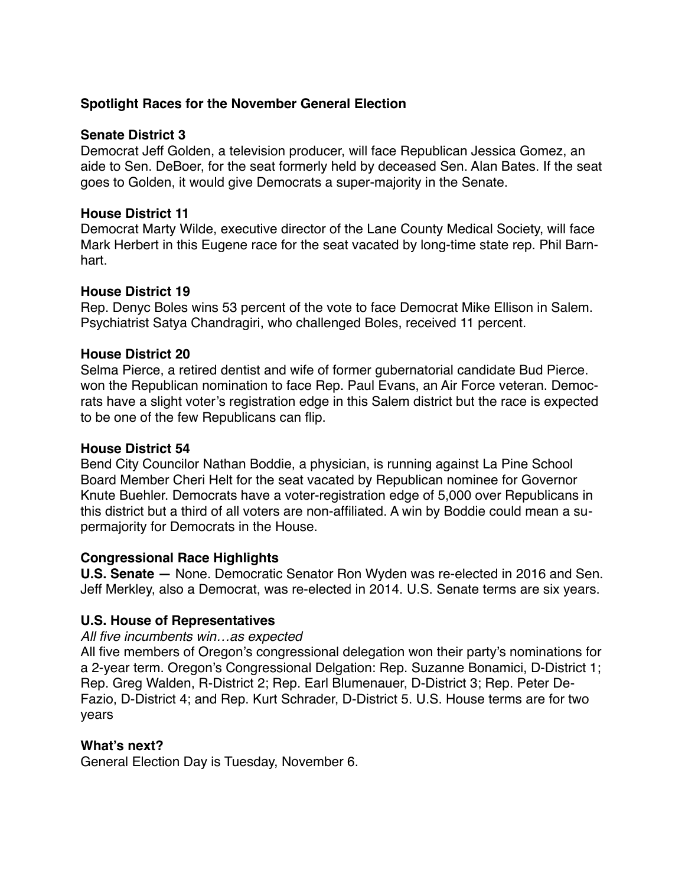**Spotlight Races for the November General Election**

**Senate District 3**

Democrat Jeff Golden, a television producer, will face Republican Jessica Gomez, an aide to Sen. DeBoer, for the seat formerly held by deceased Sen. Alan Bates. If the seat goes to Golden, it would give Democrats a super-majority in the Senate.

**House District 11**

Democrat Marty Wilde, executive director of the Lane County Medical Society, will face Mark Herbert in this Eugene race for the seat vacated by long-time state rep. Phil Barnhart.

**House District 19**

Rep. Denyc Boles wins 53 percent of the vote to face Democrat Mike Ellison in Salem. Psychiatrist Satya Chandragiri, who challenged Boles, received 11 percent.

**House District 20**

Selma Pierce, a retired dentist and wife of former gubernatorial candidate Bud Pierce. won the Republican nomination to face Rep. Paul Evans, an Air Force veteran. Democrats have a slight voter's registration edge in this Salem district but the race is expected to be one of the few Republicans can flip.

**House District 54**

Bend City Councilor Nathan Boddie, a physician, is running against La Pine School Board Member Cheri Helt for the seat vacated by Republican nominee for Governor Knute Buehler. Democrats have a voter-registration edge of 5,000 over Republicans in this district but a third of all voters are non-affiliated. A win by Boddie could mean a supermajority for Democrats in the House.

**Congressional Race Highlights**

**U.S. Senate —** None. Democratic Senator Ron Wyden was re-elected in 2016 and Sen. Jeff Merkley, also a Democrat, was re-elected in 2014. U.S. Senate terms are six years.

**U.S. House of Representatives**

*All five incumbents win…as expected*

All five members of Oregon's congressional delegation won their party's nominations for a 2-year term. Oregon's Congressional Delgation: Rep. Suzanne Bonamici, D-District 1; Rep. Greg Walden, R-District 2; Rep. Earl Blumenauer, D-District 3; Rep. Peter DeFazio, D-District 4; and Rep. Kurt Schrader, D-District 5. U.S. House terms are for two years

**What's next?**

General Election Day is Tuesday, November 6.